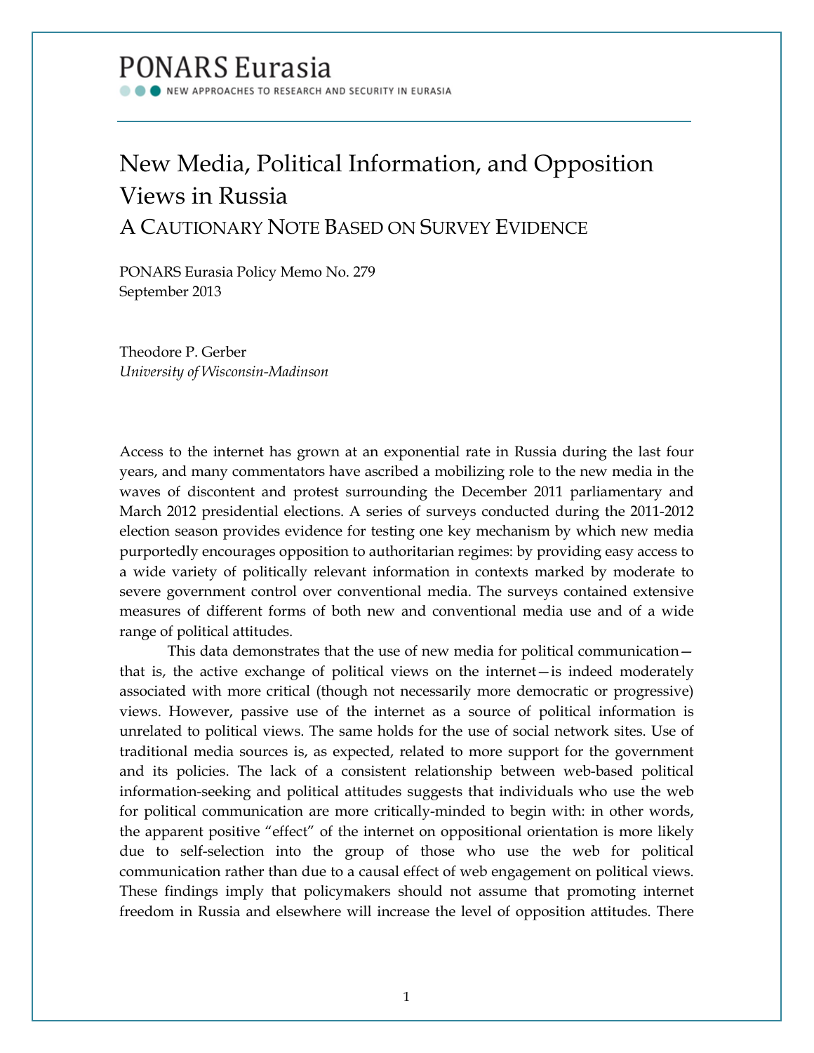PONARS Eurasia

NEW APPROACHES TO RESEARCH AND SECURITY IN EURASIA

# New Media, Political Information, and Opposition Views in Russia

## A Cautionary Note Based on Survey Evidence

PONARS Eurasia Policy Memo No. 279
September 2013

Theodore P. Gerber
*University of Wisconsin-Madinson*

Access to the internet has grown at an exponential rate in Russia during the last four years, and many commentators have ascribed a mobilizing role to the new media in the waves of discontent and protest surrounding the December 2011 parliamentary and March 2012 presidential elections. A series of surveys conducted during the 2011-2012 election season provides evidence for testing one key mechanism by which new media purportedly encourages opposition to authoritarian regimes: by providing easy access to a wide variety of politically relevant information in contexts marked by moderate to severe government control over conventional media. The surveys contained extensive measures of different forms of both new and conventional media use and of a wide range of political attitudes.

This data demonstrates that the use of new media for political communication—that is, the active exchange of political views on the internet—is indeed moderately associated with more critical (though not necessarily more democratic or progressive) views. However, passive use of the internet as a source of political information is unrelated to political views. The same holds for the use of social network sites. Use of traditional media sources is, as expected, related to more support for the government and its policies. The lack of a consistent relationship between web-based political information-seeking and political attitudes suggests that individuals who use the web for political communication are more critically-minded to begin with: in other words, the apparent positive "effect" of the internet on oppositional orientation is more likely due to self-selection into the group of those who use the web for political communication rather than due to a causal effect of web engagement on political views. These findings imply that policymakers should not assume that promoting internet freedom in Russia and elsewhere will increase the level of opposition attitudes. There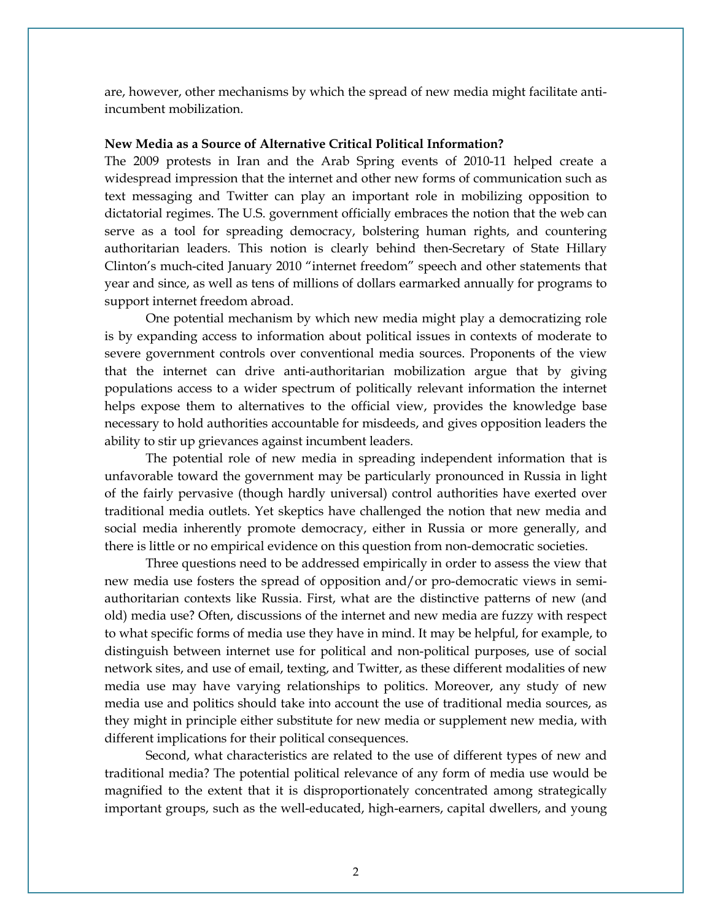are, however, other mechanisms by which the spread of new media might facilitate anti-incumbent mobilization.

**New Media as a Source of Alternative Critical Political Information?**

The 2009 protests in Iran and the Arab Spring events of 2010-11 helped create a widespread impression that the internet and other new forms of communication such as text messaging and Twitter can play an important role in mobilizing opposition to dictatorial regimes. The U.S. government officially embraces the notion that the web can serve as a tool for spreading democracy, bolstering human rights, and countering authoritarian leaders. This notion is clearly behind then-Secretary of State Hillary Clinton's much-cited January 2010 "internet freedom" speech and other statements that year and since, as well as tens of millions of dollars earmarked annually for programs to support internet freedom abroad.

One potential mechanism by which new media might play a democratizing role is by expanding access to information about political issues in contexts of moderate to severe government controls over conventional media sources. Proponents of the view that the internet can drive anti-authoritarian mobilization argue that by giving populations access to a wider spectrum of politically relevant information the internet helps expose them to alternatives to the official view, provides the knowledge base necessary to hold authorities accountable for misdeeds, and gives opposition leaders the ability to stir up grievances against incumbent leaders.

The potential role of new media in spreading independent information that is unfavorable toward the government may be particularly pronounced in Russia in light of the fairly pervasive (though hardly universal) control authorities have exerted over traditional media outlets. Yet skeptics have challenged the notion that new media and social media inherently promote democracy, either in Russia or more generally, and there is little or no empirical evidence on this question from non-democratic societies.

Three questions need to be addressed empirically in order to assess the view that new media use fosters the spread of opposition and/or pro-democratic views in semi-authoritarian contexts like Russia. First, what are the distinctive patterns of new (and old) media use? Often, discussions of the internet and new media are fuzzy with respect to what specific forms of media use they have in mind. It may be helpful, for example, to distinguish between internet use for political and non-political purposes, use of social network sites, and use of email, texting, and Twitter, as these different modalities of new media use may have varying relationships to politics. Moreover, any study of new media use and politics should take into account the use of traditional media sources, as they might in principle either substitute for new media or supplement new media, with different implications for their political consequences.

Second, what characteristics are related to the use of different types of new and traditional media? The potential political relevance of any form of media use would be magnified to the extent that it is disproportionately concentrated among strategically important groups, such as the well-educated, high-earners, capital dwellers, and young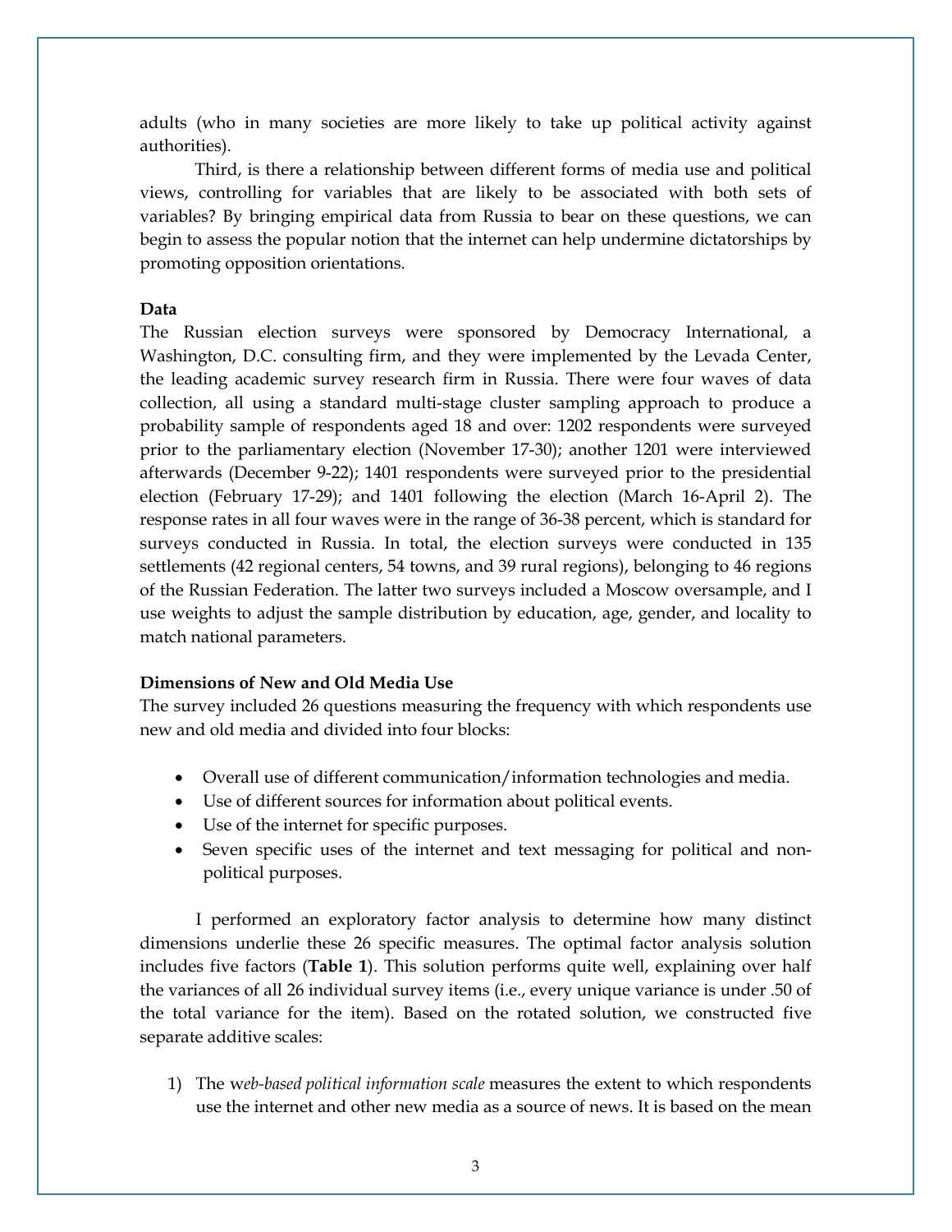adults (who in many societies are more likely to take up political activity against authorities).

Third, is there a relationship between different forms of media use and political views, controlling for variables that are likely to be associated with both sets of variables? By bringing empirical data from Russia to bear on these questions, we can begin to assess the popular notion that the internet can help undermine dictatorships by promoting opposition orientations.

**Data**

The Russian election surveys were sponsored by Democracy International, a Washington, D.C. consulting firm, and they were implemented by the Levada Center, the leading academic survey research firm in Russia. There were four waves of data collection, all using a standard multi-stage cluster sampling approach to produce a probability sample of respondents aged 18 and over: 1202 respondents were surveyed prior to the parliamentary election (November 17-30); another 1201 were interviewed afterwards (December 9-22); 1401 respondents were surveyed prior to the presidential election (February 17-29); and 1401 following the election (March 16-April 2). The response rates in all four waves were in the range of 36-38 percent, which is standard for surveys conducted in Russia. In total, the election surveys were conducted in 135 settlements (42 regional centers, 54 towns, and 39 rural regions), belonging to 46 regions of the Russian Federation. The latter two surveys included a Moscow oversample, and I use weights to adjust the sample distribution by education, age, gender, and locality to match national parameters.

**Dimensions of New and Old Media Use**

The survey included 26 questions measuring the frequency with which respondents use new and old media and divided into four blocks:

- Overall use of different communication/information technologies and media.
- Use of different sources for information about political events.
- Use of the internet for specific purposes.
- Seven specific uses of the internet and text messaging for political and non-political purposes.

I performed an exploratory factor analysis to determine how many distinct dimensions underlie these 26 specific measures. The optimal factor analysis solution includes five factors (**Table 1**). This solution performs quite well, explaining over half the variances of all 26 individual survey items (i.e., every unique variance is under .50 of the total variance for the item). Based on the rotated solution, we constructed five separate additive scales:

1) The *web-based political information scale* measures the extent to which respondents use the internet and other new media as a source of news. It is based on the mean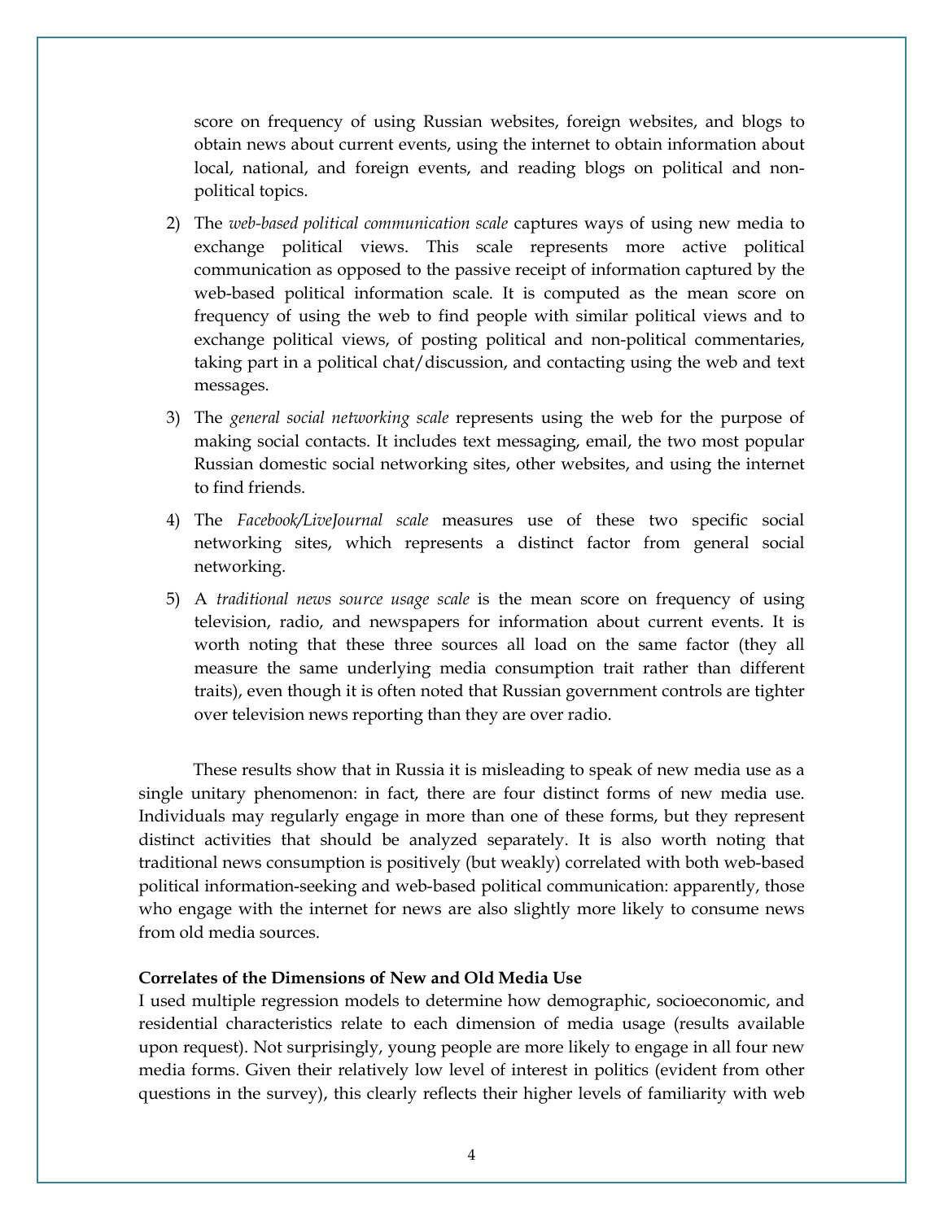score on frequency of using Russian websites, foreign websites, and blogs to obtain news about current events, using the internet to obtain information about local, national, and foreign events, and reading blogs on political and non-political topics.

2) The *web-based political communication scale* captures ways of using new media to exchange political views. This scale represents more active political communication as opposed to the passive receipt of information captured by the web-based political information scale. It is computed as the mean score on frequency of using the web to find people with similar political views and to exchange political views, of posting political and non-political commentaries, taking part in a political chat/discussion, and contacting using the web and text messages.

3) The *general social networking scale* represents using the web for the purpose of making social contacts. It includes text messaging, email, the two most popular Russian domestic social networking sites, other websites, and using the internet to find friends.

4) The *Facebook/LiveJournal scale* measures use of these two specific social networking sites, which represents a distinct factor from general social networking.

5) A *traditional news source usage scale* is the mean score on frequency of using television, radio, and newspapers for information about current events. It is worth noting that these three sources all load on the same factor (they all measure the same underlying media consumption trait rather than different traits), even though it is often noted that Russian government controls are tighter over television news reporting than they are over radio.

These results show that in Russia it is misleading to speak of new media use as a single unitary phenomenon: in fact, there are four distinct forms of new media use. Individuals may regularly engage in more than one of these forms, but they represent distinct activities that should be analyzed separately. It is also worth noting that traditional news consumption is positively (but weakly) correlated with both web-based political information-seeking and web-based political communication: apparently, those who engage with the internet for news are also slightly more likely to consume news from old media sources.

**Correlates of the Dimensions of New and Old Media Use**

I used multiple regression models to determine how demographic, socioeconomic, and residential characteristics relate to each dimension of media usage (results available upon request). Not surprisingly, young people are more likely to engage in all four new media forms. Given their relatively low level of interest in politics (evident from other questions in the survey), this clearly reflects their higher levels of familiarity with web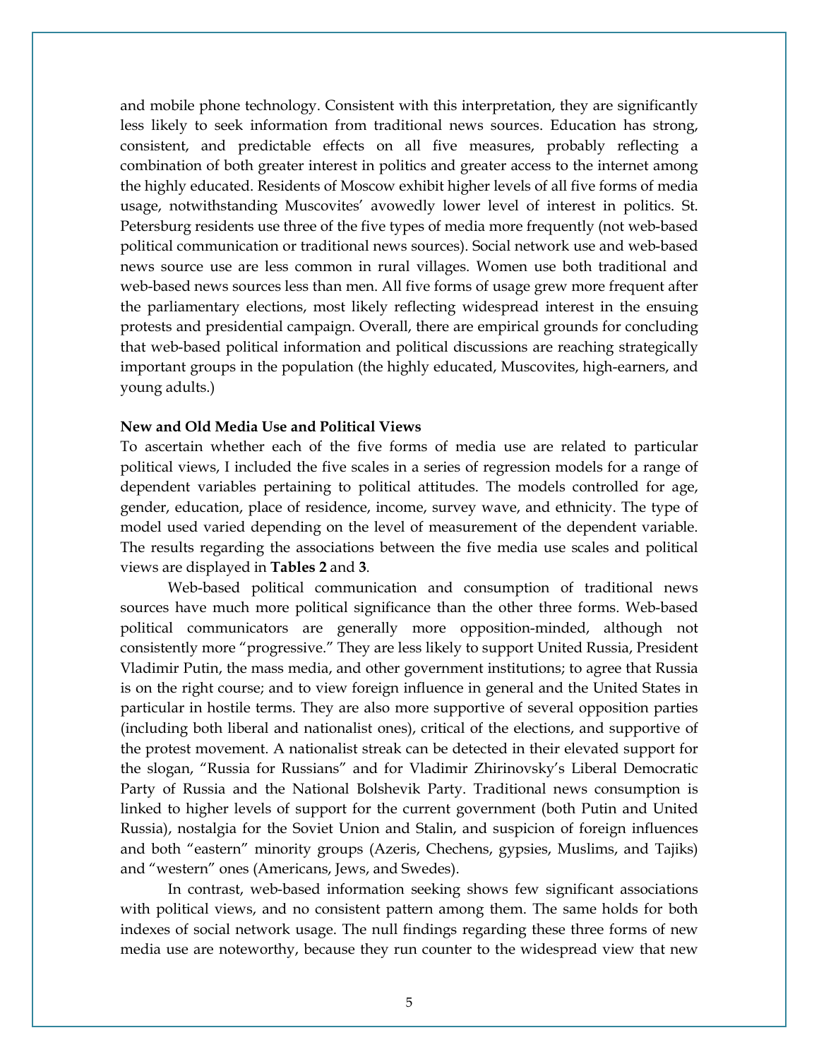and mobile phone technology. Consistent with this interpretation, they are significantly less likely to seek information from traditional news sources. Education has strong, consistent, and predictable effects on all five measures, probably reflecting a combination of both greater interest in politics and greater access to the internet among the highly educated. Residents of Moscow exhibit higher levels of all five forms of media usage, notwithstanding Muscovites' avowedly lower level of interest in politics. St. Petersburg residents use three of the five types of media more frequently (not web-based political communication or traditional news sources). Social network use and web-based news source use are less common in rural villages. Women use both traditional and web-based news sources less than men. All five forms of usage grew more frequent after the parliamentary elections, most likely reflecting widespread interest in the ensuing protests and presidential campaign. Overall, there are empirical grounds for concluding that web-based political information and political discussions are reaching strategically important groups in the population (the highly educated, Muscovites, high-earners, and young adults.)

**New and Old Media Use and Political Views**

To ascertain whether each of the five forms of media use are related to particular political views, I included the five scales in a series of regression models for a range of dependent variables pertaining to political attitudes. The models controlled for age, gender, education, place of residence, income, survey wave, and ethnicity. The type of model used varied depending on the level of measurement of the dependent variable. The results regarding the associations between the five media use scales and political views are displayed in **Tables 2** and **3**.

Web-based political communication and consumption of traditional news sources have much more political significance than the other three forms. Web-based political communicators are generally more opposition-minded, although not consistently more "progressive." They are less likely to support United Russia, President Vladimir Putin, the mass media, and other government institutions; to agree that Russia is on the right course; and to view foreign influence in general and the United States in particular in hostile terms. They are also more supportive of several opposition parties (including both liberal and nationalist ones), critical of the elections, and supportive of the protest movement. A nationalist streak can be detected in their elevated support for the slogan, "Russia for Russians" and for Vladimir Zhirinovsky's Liberal Democratic Party of Russia and the National Bolshevik Party. Traditional news consumption is linked to higher levels of support for the current government (both Putin and United Russia), nostalgia for the Soviet Union and Stalin, and suspicion of foreign influences and both "eastern" minority groups (Azeris, Chechens, gypsies, Muslims, and Tajiks) and "western" ones (Americans, Jews, and Swedes).

In contrast, web-based information seeking shows few significant associations with political views, and no consistent pattern among them. The same holds for both indexes of social network usage. The null findings regarding these three forms of new media use are noteworthy, because they run counter to the widespread view that new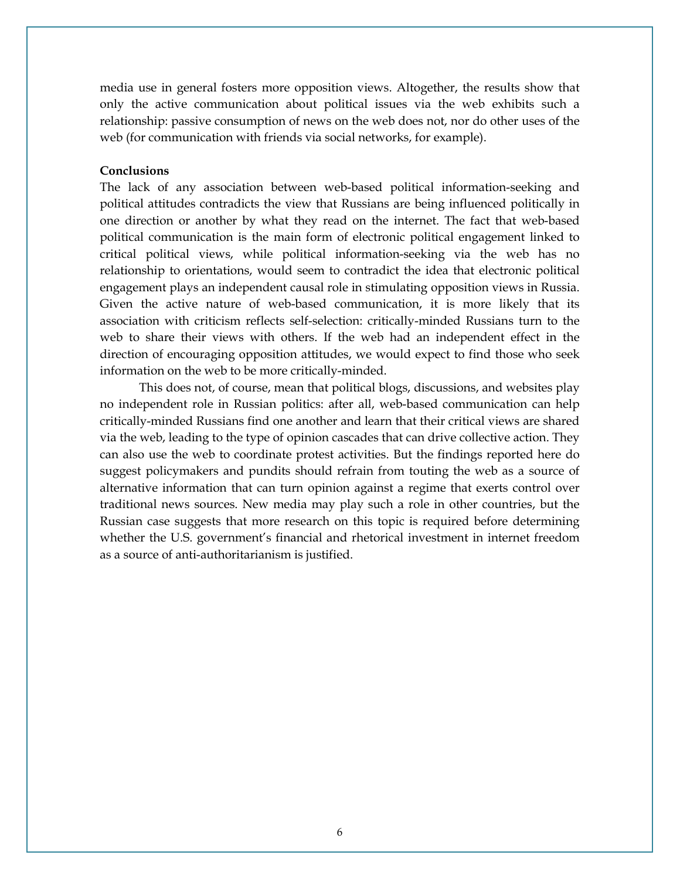media use in general fosters more opposition views. Altogether, the results show that only the active communication about political issues via the web exhibits such a relationship: passive consumption of news on the web does not, nor do other uses of the web (for communication with friends via social networks, for example).

**Conclusions**

The lack of any association between web-based political information-seeking and political attitudes contradicts the view that Russians are being influenced politically in one direction or another by what they read on the internet. The fact that web-based political communication is the main form of electronic political engagement linked to critical political views, while political information-seeking via the web has no relationship to orientations, would seem to contradict the idea that electronic political engagement plays an independent causal role in stimulating opposition views in Russia. Given the active nature of web-based communication, it is more likely that its association with criticism reflects self-selection: critically-minded Russians turn to the web to share their views with others. If the web had an independent effect in the direction of encouraging opposition attitudes, we would expect to find those who seek information on the web to be more critically-minded.

This does not, of course, mean that political blogs, discussions, and websites play no independent role in Russian politics: after all, web-based communication can help critically-minded Russians find one another and learn that their critical views are shared via the web, leading to the type of opinion cascades that can drive collective action. They can also use the web to coordinate protest activities. But the findings reported here do suggest policymakers and pundits should refrain from touting the web as a source of alternative information that can turn opinion against a regime that exerts control over traditional news sources. New media may play such a role in other countries, but the Russian case suggests that more research on this topic is required before determining whether the U.S. government's financial and rhetorical investment in internet freedom as a source of anti-authoritarianism is justified.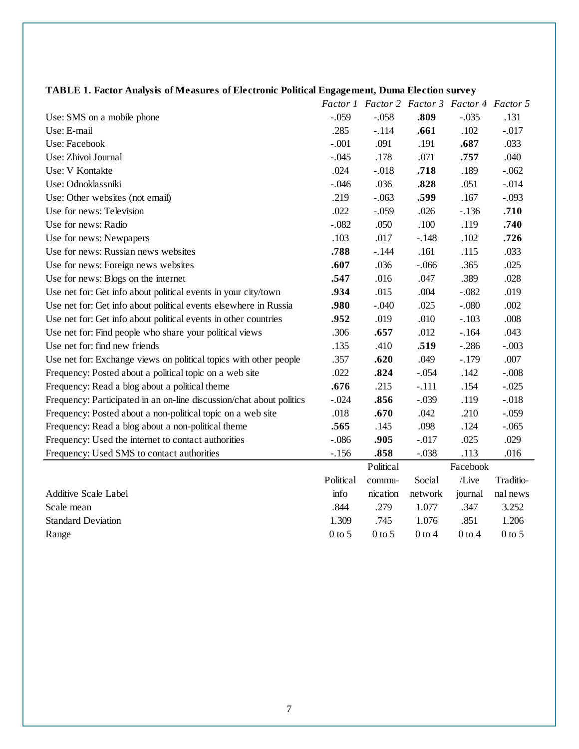**TABLE 1. Factor Analysis of Measures of Electronic Political Engagement, Duma Election survey**

| | *Factor 1* | *Factor 2* | *Factor 3* | *Factor 4* | *Factor 5* |
|---|---|---|---|---|---|
| Use: SMS on a mobile phone | -.059 | -.058 | **.809** | -.035 | .131 |
| Use: E-mail | .285 | -.114 | **.661** | .102 | -.017 |
| Use: Facebook | -.001 | .091 | .191 | **.687** | .033 |
| Use: Zhivoi Journal | -.045 | .178 | .071 | **.757** | .040 |
| Use: V Kontakte | .024 | -.018 | **.718** | .189 | -.062 |
| Use: Odnoklassniki | -.046 | .036 | **.828** | .051 | -.014 |
| Use: Other websites (not email) | .219 | -.063 | **.599** | .167 | -.093 |
| Use for news: Television | .022 | -.059 | .026 | -.136 | **.710** |
| Use for news: Radio | -.082 | .050 | .100 | .119 | **.740** |
| Use for news: Newpapers | .103 | .017 | -.148 | .102 | **.726** |
| Use for news: Russian news websites | **.788** | -.144 | .161 | .115 | .033 |
| Use for news: Foreign news websites | **.607** | .036 | -.066 | .365 | .025 |
| Use for news: Blogs on the internet | **.547** | .016 | .047 | .389 | .028 |
| Use net for: Get info about political events in your city/town | **.934** | .015 | .004 | -.082 | .019 |
| Use net for: Get info about political events elsewhere in Russia | **.980** | -.040 | .025 | -.080 | .002 |
| Use net for: Get info about political events in other countries | **.952** | .019 | .010 | -.103 | .008 |
| Use net for: Find people who share your political views | .306 | **.657** | .012 | -.164 | .043 |
| Use net for: find new friends | .135 | .410 | **.519** | -.286 | -.003 |
| Use net for: Exchange views on political topics with other people | .357 | **.620** | .049 | -.179 | .007 |
| Frequency: Posted about a political topic on a web site | .022 | **.824** | -.054 | .142 | -.008 |
| Frequency: Read a blog about a political theme | **.676** | .215 | -.111 | .154 | -.025 |
| Frequency: Participated in an on-line discussion/chat about politics | -.024 | **.856** | -.039 | .119 | -.018 |
| Frequency: Posted about a non-political topic on a web site | .018 | **.670** | .042 | .210 | -.059 |
| Frequency: Read a blog about a non-political theme | **.565** | .145 | .098 | .124 | -.065 |
| Frequency: Used the internet to contact authorities | -.086 | **.905** | -.017 | .025 | .029 |
| Frequency: Used SMS to contact authorities | -.156 | **.858** | -.038 | .113 | .016 |
| Additive Scale Label | Political info | Political commu-nication | Social network | Facebook /Live journal | Traditio-nal news |
| Scale mean | .844 | .279 | 1.077 | .347 | 3.252 |
| Standard Deviation | 1.309 | .745 | 1.076 | .851 | 1.206 |
| Range | 0 to 5 | 0 to 5 | 0 to 4 | 0 to 4 | 0 to 5 |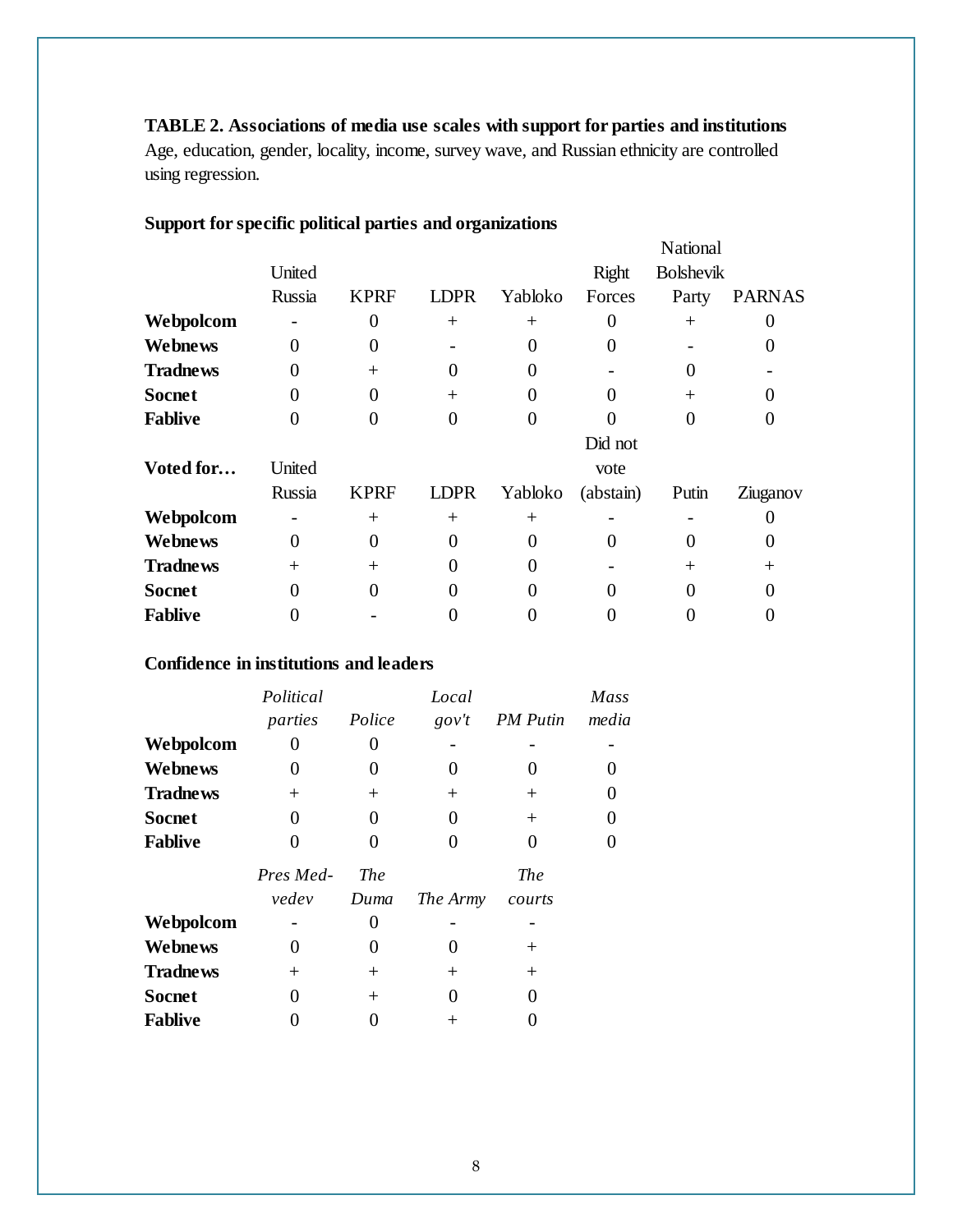**TABLE 2. Associations of media use scales with support for parties and institutions**
Age, education, gender, locality, income, survey wave, and Russian ethnicity are controlled using regression.

**Support for specific political parties and organizations**

| | United Russia | KPRF | LDPR | Yabloko | Right Forces | National Bolshevik Party | PARNAS |
|---|---|---|---|---|---|---|---|
| **Webpolcom** | - | 0 | + | + | 0 | + | 0 |
| **Webnews** | 0 | 0 | - | 0 | 0 | - | 0 |
| **Tradnews** | 0 | + | 0 | 0 | - | 0 | - |
| **Socnet** | 0 | 0 | + | 0 | 0 | + | 0 |
| **Fablive** | 0 | 0 | 0 | 0 | 0 | 0 | 0 |
| **Voted for…** | United Russia | KPRF | LDPR | Yabloko | Did not vote (abstain) | Putin | Ziuganov |
| **Webpolcom** | - | + | + | + | - | - | 0 |
| **Webnews** | 0 | 0 | 0 | 0 | 0 | 0 | 0 |
| **Tradnews** | + | + | 0 | 0 | - | + | + |
| **Socnet** | 0 | 0 | 0 | 0 | 0 | 0 | 0 |
| **Fablive** | 0 | - | 0 | 0 | 0 | 0 | 0 |

**Confidence in institutions and leaders**

| | *Political parties* | *Police* | *Local gov't* | *PM Putin* | *Mass media* |
|---|---|---|---|---|---|
| **Webpolcom** | 0 | 0 | - | - | - |
| **Webnews** | 0 | 0 | 0 | 0 | 0 |
| **Tradnews** | + | + | + | + | 0 |
| **Socnet** | 0 | 0 | 0 | + | 0 |
| **Fablive** | 0 | 0 | 0 | 0 | 0 |

| | *Pres Med-vedev* | *The Duma* | *The Army* | *The courts* |
|---|---|---|---|---|
| **Webpolcom** | - | 0 | - | - |
| **Webnews** | 0 | 0 | 0 | + |
| **Tradnews** | + | + | + | + |
| **Socnet** | 0 | + | 0 | 0 |
| **Fablive** | 0 | 0 | + | 0 |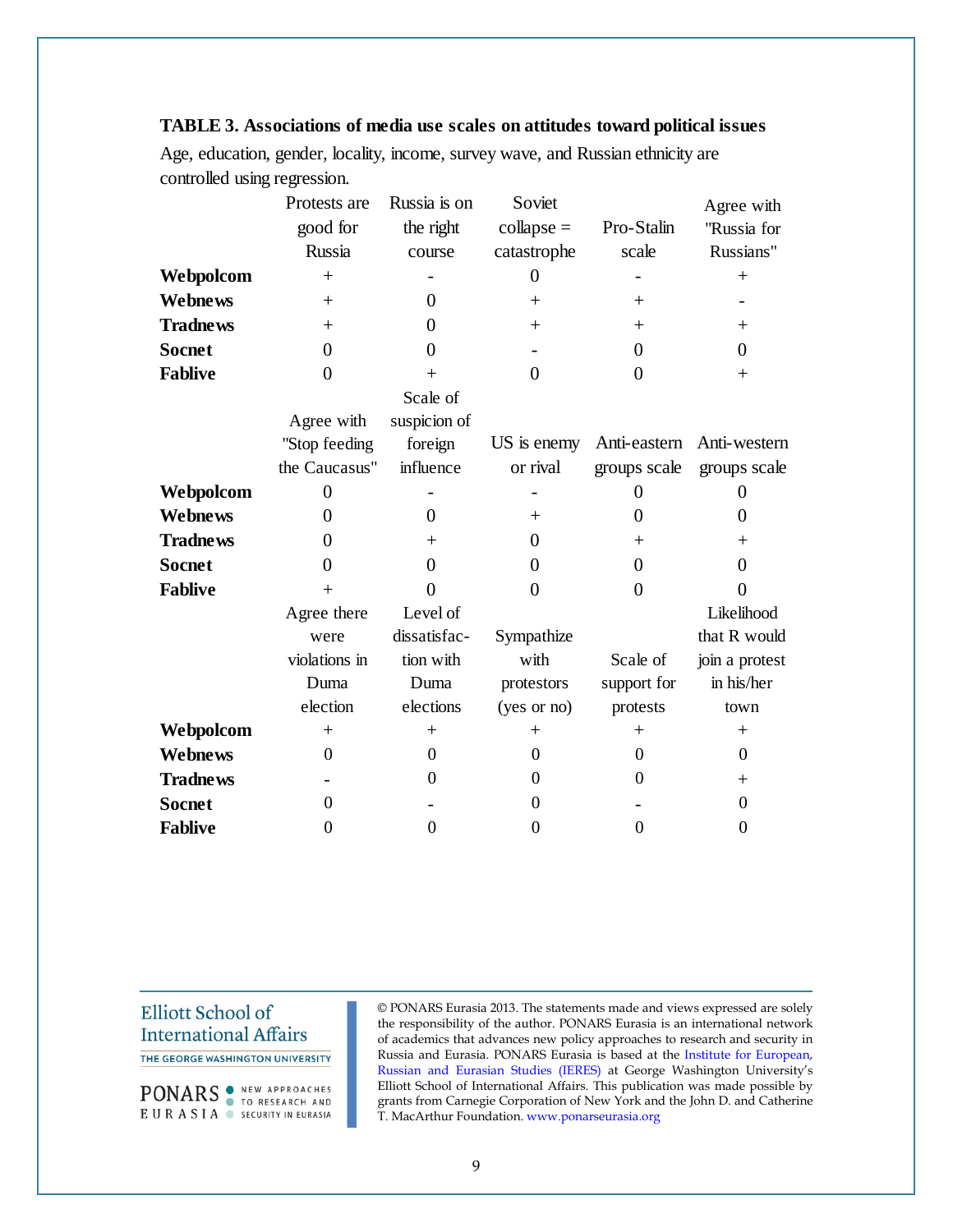**TABLE 3. Associations of media use scales on attitudes toward political issues**

Age, education, gender, locality, income, survey wave, and Russian ethnicity are controlled using regression.

| | Protests are good for Russia | Russia is on the right course | Soviet collapse = catastrophe | Pro-Stalin scale | Agree with "Russia for Russians" |
|---|---|---|---|---|---|
| **Webpolcom** | + | - | 0 | - | + |
| **Webnews** | + | 0 | + | + | - |
| **Tradnews** | + | 0 | + | + | + |
| **Socnet** | 0 | 0 | - | 0 | 0 |
| **Fablive** | 0 | + | 0 | 0 | + |
| | **Agree with "Stop feeding the Caucasus"** | **Scale of suspicion of foreign influence** | **US is enemy or rival** | **Anti-eastern groups scale** | **Anti-western groups scale** |
| **Webpolcom** | 0 | - | - | 0 | 0 |
| **Webnews** | 0 | 0 | + | 0 | 0 |
| **Tradnews** | 0 | + | 0 | + | + |
| **Socnet** | 0 | 0 | 0 | 0 | 0 |
| **Fablive** | + | 0 | 0 | 0 | 0 |
| | **Agree there were violations in Duma election** | **Level of dissatisfaction with Duma elections** | **Sympathize with protestors (yes or no)** | **Scale of support for protests** | **Likelihood that R would join a protest in his/her town** |
| **Webpolcom** | + | + | + | + | + |
| **Webnews** | 0 | 0 | 0 | 0 | 0 |
| **Tradnews** | - | 0 | 0 | 0 | + |
| **Socnet** | 0 | - | 0 | - | 0 |
| **Fablive** | 0 | 0 | 0 | 0 | 0 |

© PONARS Eurasia 2013. The statements made and views expressed are solely the responsibility of the author. PONARS Eurasia is an international network of academics that advances new policy approaches to research and security in Russia and Eurasia. PONARS Eurasia is based at the Institute for European, Russian and Eurasian Studies (IERES) at George Washington University's Elliott School of International Affairs. This publication was made possible by grants from Carnegie Corporation of New York and the John D. and Catherine T. MacArthur Foundation. www.ponarseurasia.org